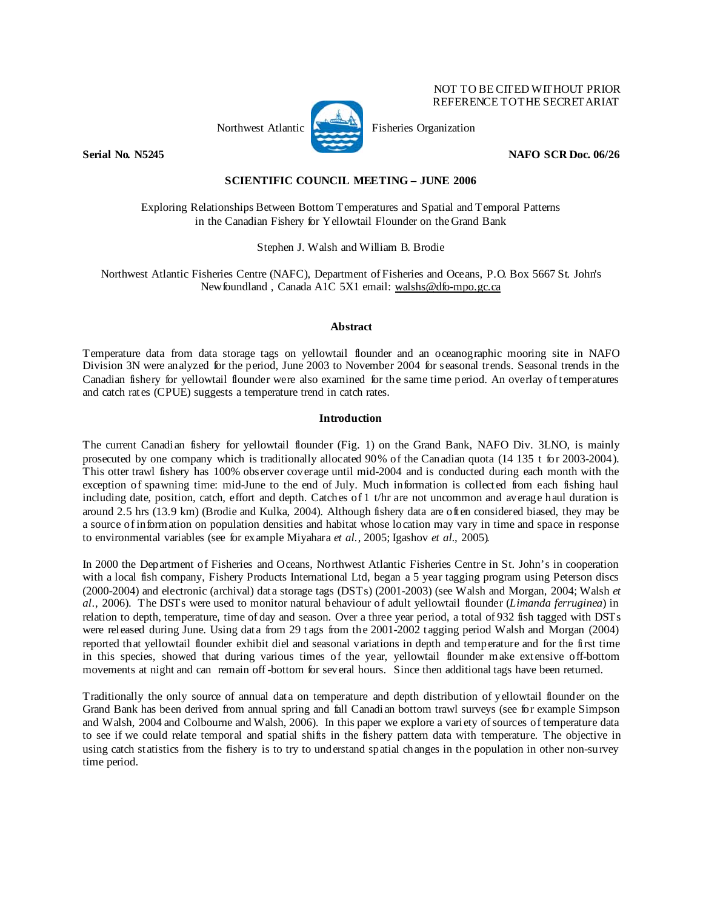NOT TO BE CITED WITHOUT PRIOR
REFERENCE TO THE SECRETARIAT

Northwest Atlantic Fisheries Organization

**Serial No. N5245** **NAFO SCR Doc. 06/26**

**SCIENTIFIC COUNCIL MEETING – JUNE 2006**

# Exploring Relationships Between Bottom Temperatures and Spatial and Temporal Patterns in the Canadian Fishery for Yellowtail Flounder on the Grand Bank

Stephen J. Walsh and William B. Brodie

Northwest Atlantic Fisheries Centre (NAFC), Department of Fisheries and Oceans, P.O. Box 5667 St. John's Newfoundland , Canada A1C 5X1 email: walshs@dfo-mpo.gc.ca

## Abstract

Temperature data from data storage tags on yellowtail flounder and an oceanographic mooring site in NAFO Division 3N were analyzed for the period, June 2003 to November 2004 for seasonal trends. Seasonal trends in the Canadian fishery for yellowtail flounder were also examined for the same time period. An overlay of temperatures and catch rates (CPUE) suggests a temperature trend in catch rates.

## Introduction

The current Canadian fishery for yellowtail flounder (Fig. 1) on the Grand Bank, NAFO Div. 3LNO, is mainly prosecuted by one company which is traditionally allocated 90% of the Canadian quota (14 135 t for 2003-2004). This otter trawl fishery has 100% observer coverage until mid-2004 and is conducted during each month with the exception of spawning time: mid-June to the end of July. Much information is collected from each fishing haul including date, position, catch, effort and depth. Catches of 1 t/hr are not uncommon and average haul duration is around 2.5 hrs (13.9 km) (Brodie and Kulka, 2004). Although fishery data are often considered biased, they may be a source of information on population densities and habitat whose location may vary in time and space in response to environmental variables (see for example Miyahara *et al.*, 2005; Igashov *et al*., 2005).

In 2000 the Department of Fisheries and Oceans, Northwest Atlantic Fisheries Centre in St. John's in cooperation with a local fish company, Fishery Products International Ltd, began a 5 year tagging program using Peterson discs (2000-2004) and electronic (archival) data storage tags (DSTs) (2001-2003) (see Walsh and Morgan, 2004; Walsh *et al*., 2006). The DSTs were used to monitor natural behaviour of adult yellowtail flounder (*Limanda ferruginea*) in relation to depth, temperature, time of day and season. Over a three year period, a total of 932 fish tagged with DSTs were released during June. Using data from 29 tags from the 2001-2002 tagging period Walsh and Morgan (2004) reported that yellowtail flounder exhibit diel and seasonal variations in depth and temperature and for the first time in this species, showed that during various times of the year, yellowtail flounder make extensive off-bottom movements at night and can remain off-bottom for several hours. Since then additional tags have been returned.

Traditionally the only source of annual data on temperature and depth distribution of yellowtail flounder on the Grand Bank has been derived from annual spring and fall Canadian bottom trawl surveys (see for example Simpson and Walsh, 2004 and Colbourne and Walsh, 2006). In this paper we explore a variety of sources of temperature data to see if we could relate temporal and spatial shifts in the fishery pattern data with temperature. The objective in using catch statistics from the fishery is to try to understand spatial changes in the population in other non-survey time period.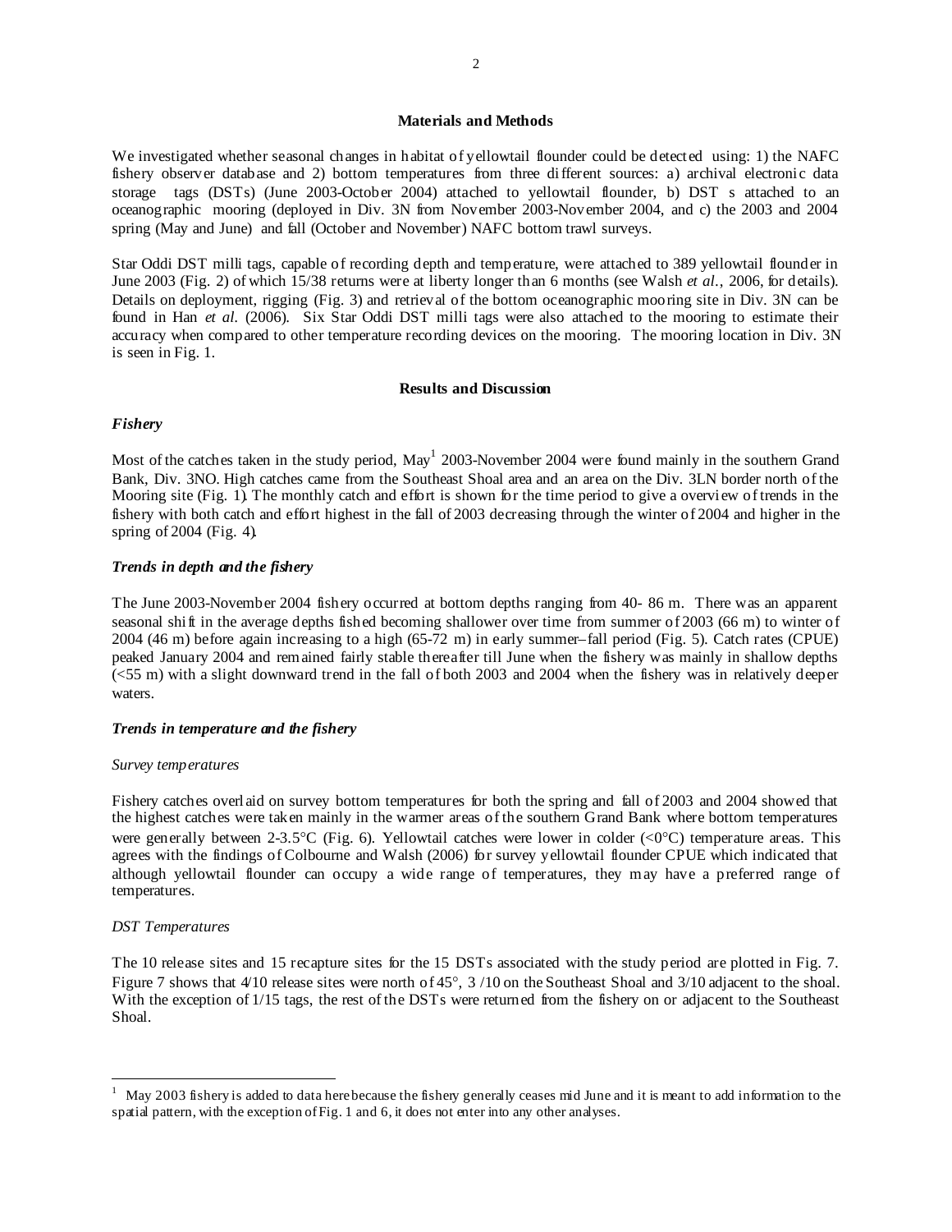## Materials and Methods

We investigated whether seasonal changes in habitat of yellowtail flounder could be detected using: 1) the NAFC fishery observer database and 2) bottom temperatures from three different sources: a) archival electronic data storage tags (DSTs) (June 2003-October 2004) attached to yellowtail flounder, b) DST s attached to an oceanographic mooring (deployed in Div. 3N from November 2003-November 2004, and c) the 2003 and 2004 spring (May and June) and fall (October and November) NAFC bottom trawl surveys.

Star Oddi DST milli tags, capable of recording depth and temperature, were attached to 389 yellowtail flounder in June 2003 (Fig. 2) of which 15/38 returns were at liberty longer than 6 months (see Walsh *et al.*, 2006, for details). Details on deployment, rigging (Fig. 3) and retrieval of the bottom oceanographic mooring site in Div. 3N can be found in Han *et al.* (2006). Six Star Oddi DST milli tags were also attached to the mooring to estimate their accuracy when compared to other temperature recording devices on the mooring. The mooring location in Div. 3N is seen in Fig. 1.

## Results and Discussion

### *Fishery*

Most of the catches taken in the study period, May[1] 2003-November 2004 were found mainly in the southern Grand Bank, Div. 3NO. High catches came from the Southeast Shoal area and an area on the Div. 3LN border north of the Mooring site (Fig. 1). The monthly catch and effort is shown for the time period to give a overview of trends in the fishery with both catch and effort highest in the fall of 2003 decreasing through the winter of 2004 and higher in the spring of 2004 (Fig. 4).

### *Trends in depth and the fishery*

The June 2003-November 2004 fishery occurred at bottom depths ranging from 40- 86 m. There was an apparent seasonal shift in the average depths fished becoming shallower over time from summer of 2003 (66 m) to winter of 2004 (46 m) before again increasing to a high (65-72 m) in early summer–fall period (Fig. 5). Catch rates (CPUE) peaked January 2004 and remained fairly stable thereafter till June when the fishery was mainly in shallow depths (<55 m) with a slight downward trend in the fall of both 2003 and 2004 when the fishery was in relatively deeper waters.

### *Trends in temperature and the fishery*

#### *Survey temperatures*

Fishery catches overlaid on survey bottom temperatures for both the spring and fall of 2003 and 2004 showed that the highest catches were taken mainly in the warmer areas of the southern Grand Bank where bottom temperatures were generally between 2-3.5°C (Fig. 6). Yellowtail catches were lower in colder (<0°C) temperature areas. This agrees with the findings of Colbourne and Walsh (2006) for survey yellowtail flounder CPUE which indicated that although yellowtail flounder can occupy a wide range of temperatures, they may have a preferred range of temperatures.

#### *DST Temperatures*

The 10 release sites and 15 recapture sites for the 15 DSTs associated with the study period are plotted in Fig. 7. Figure 7 shows that 4/10 release sites were north of 45°, 3 /10 on the Southeast Shoal and 3/10 adjacent to the shoal. With the exception of 1/15 tags, the rest of the DSTs were returned from the fishery on or adjacent to the Southeast Shoal.

---

[1] May 2003 fishery is added to data here because the fishery generally ceases mid June and it is meant to add information to the spatial pattern, with the exception of Fig. 1 and 6, it does not enter into any other analyses.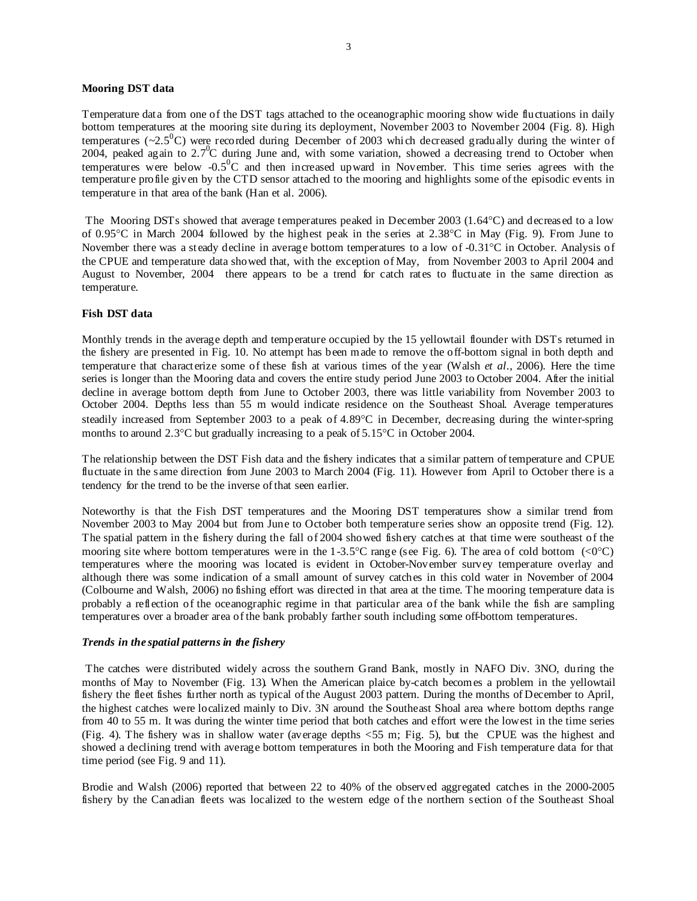**Mooring DST data**

Temperature data from one of the DST tags attached to the oceanographic mooring show wide fluctuations in daily bottom temperatures at the mooring site during its deployment, November 2003 to November 2004 (Fig. 8). High temperatures (~2.5$^0$C) were recorded during December of 2003 which decreased gradually during the winter of 2004, peaked again to 2.7$^0$C during June and, with some variation, showed a decreasing trend to October when temperatures were below -0.5$^0$C and then increased upward in November. This time series agrees with the temperature profile given by the CTD sensor attached to the mooring and highlights some of the episodic events in temperature in that area of the bank (Han et al. 2006).

The Mooring DSTs showed that average temperatures peaked in December 2003 (1.64°C) and decreased to a low of 0.95°C in March 2004 followed by the highest peak in the series at 2.38°C in May (Fig. 9). From June to November there was a steady decline in average bottom temperatures to a low of -0.31°C in October. Analysis of the CPUE and temperature data showed that, with the exception of May, from November 2003 to April 2004 and August to November, 2004 there appears to be a trend for catch rates to fluctuate in the same direction as temperature.

**Fish DST data**

Monthly trends in the average depth and temperature occupied by the 15 yellowtail flounder with DSTs returned in the fishery are presented in Fig. 10. No attempt has been made to remove the off-bottom signal in both depth and temperature that characterize some of these fish at various times of the year (Walsh *et al.*, 2006). Here the time series is longer than the Mooring data and covers the entire study period June 2003 to October 2004. After the initial decline in average bottom depth from June to October 2003, there was little variability from November 2003 to October 2004. Depths less than 55 m would indicate residence on the Southeast Shoal. Average temperatures steadily increased from September 2003 to a peak of 4.89°C in December, decreasing during the winter-spring months to around 2.3°C but gradually increasing to a peak of 5.15°C in October 2004.

The relationship between the DST Fish data and the fishery indicates that a similar pattern of temperature and CPUE fluctuate in the same direction from June 2003 to March 2004 (Fig. 11). However from April to October there is a tendency for the trend to be the inverse of that seen earlier.

Noteworthy is that the Fish DST temperatures and the Mooring DST temperatures show a similar trend from November 2003 to May 2004 but from June to October both temperature series show an opposite trend (Fig. 12). The spatial pattern in the fishery during the fall of 2004 showed fishery catches at that time were southeast of the mooring site where bottom temperatures were in the 1-3.5°C range (see Fig. 6). The area of cold bottom (<0°C) temperatures where the mooring was located is evident in October-November survey temperature overlay and although there was some indication of a small amount of survey catches in this cold water in November of 2004 (Colbourne and Walsh, 2006) no fishing effort was directed in that area at the time. The mooring temperature data is probably a reflection of the oceanographic regime in that particular area of the bank while the fish are sampling temperatures over a broader area of the bank probably farther south including some off-bottom temperatures.

***Trends in the spatial patterns in the fishery***

The catches were distributed widely across the southern Grand Bank, mostly in NAFO Div. 3NO, during the months of May to November (Fig. 13). When the American plaice by-catch becomes a problem in the yellowtail fishery the fleet fishes further north as typical of the August 2003 pattern. During the months of December to April, the highest catches were localized mainly to Div. 3N around the Southeast Shoal area where bottom depths range from 40 to 55 m. It was during the winter time period that both catches and effort were the lowest in the time series (Fig. 4). The fishery was in shallow water (average depths <55 m; Fig. 5), but the CPUE was the highest and showed a declining trend with average bottom temperatures in both the Mooring and Fish temperature data for that time period (see Fig. 9 and 11).

Brodie and Walsh (2006) reported that between 22 to 40% of the observed aggregated catches in the 2000-2005 fishery by the Canadian fleets was localized to the western edge of the northern section of the Southeast Shoal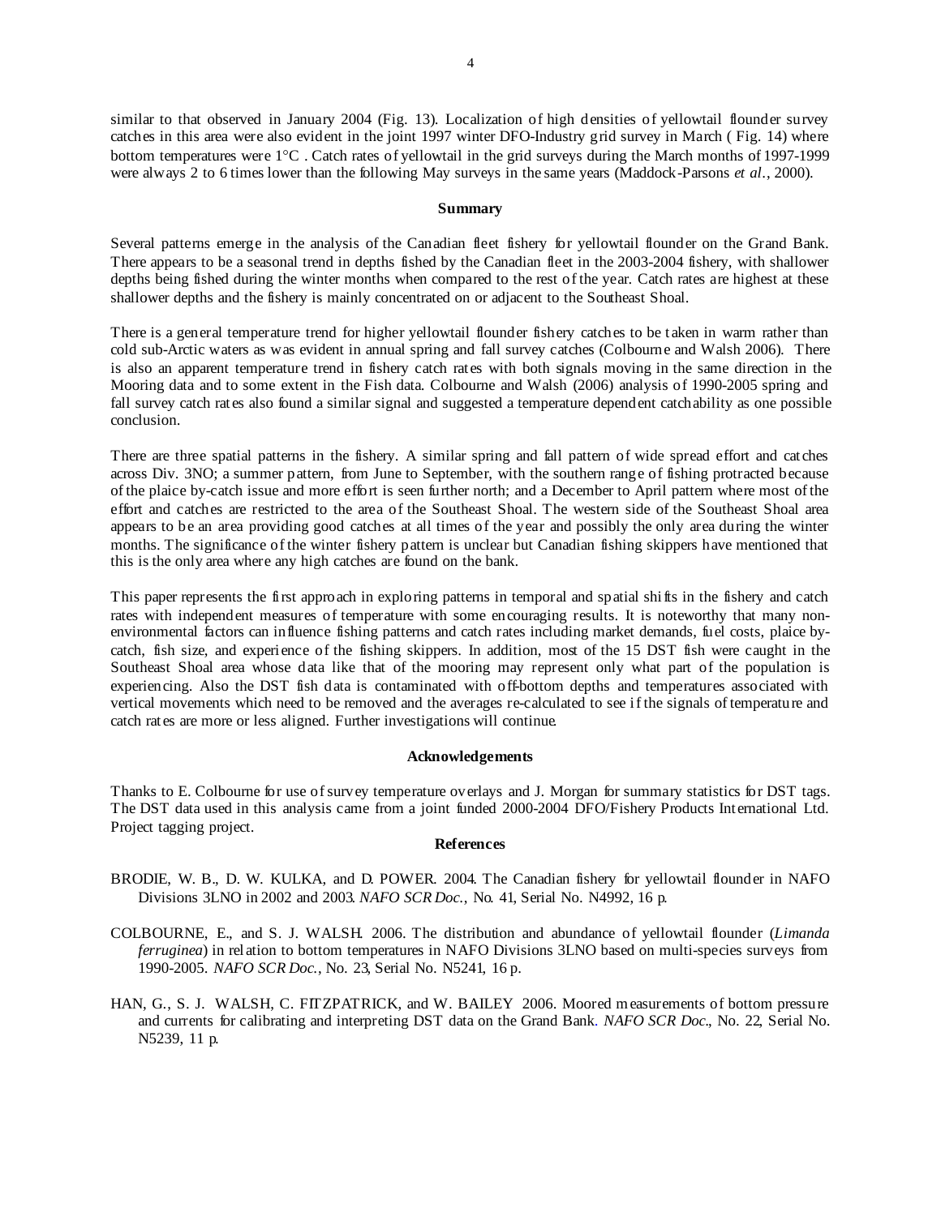similar to that observed in January 2004 (Fig. 13). Localization of high densities of yellowtail flounder survey catches in this area were also evident in the joint 1997 winter DFO-Industry grid survey in March ( Fig. 14) where bottom temperatures were 1°C . Catch rates of yellowtail in the grid surveys during the March months of 1997-1999 were always 2 to 6 times lower than the following May surveys in the same years (Maddock-Parsons *et al*., 2000).

## Summary

Several patterns emerge in the analysis of the Canadian fleet fishery for yellowtail flounder on the Grand Bank. There appears to be a seasonal trend in depths fished by the Canadian fleet in the 2003-2004 fishery, with shallower depths being fished during the winter months when compared to the rest of the year. Catch rates are highest at these shallower depths and the fishery is mainly concentrated on or adjacent to the Southeast Shoal.

There is a general temperature trend for higher yellowtail flounder fishery catches to be taken in warm rather than cold sub-Arctic waters as was evident in annual spring and fall survey catches (Colbourne and Walsh 2006). There is also an apparent temperature trend in fishery catch rates with both signals moving in the same direction in the Mooring data and to some extent in the Fish data. Colbourne and Walsh (2006) analysis of 1990-2005 spring and fall survey catch rates also found a similar signal and suggested a temperature dependent catchability as one possible conclusion.

There are three spatial patterns in the fishery. A similar spring and fall pattern of wide spread effort and catches across Div. 3NO; a summer pattern, from June to September, with the southern range of fishing protracted because of the plaice by-catch issue and more effort is seen further north; and a December to April pattern where most of the effort and catches are restricted to the area of the Southeast Shoal. The western side of the Southeast Shoal area appears to be an area providing good catches at all times of the year and possibly the only area during the winter months. The significance of the winter fishery pattern is unclear but Canadian fishing skippers have mentioned that this is the only area where any high catches are found on the bank.

This paper represents the first approach in exploring patterns in temporal and spatial shifts in the fishery and catch rates with independent measures of temperature with some encouraging results. It is noteworthy that many non-environmental factors can influence fishing patterns and catch rates including market demands, fuel costs, plaice by-catch, fish size, and experience of the fishing skippers. In addition, most of the 15 DST fish were caught in the Southeast Shoal area whose data like that of the mooring may represent only what part of the population is experiencing. Also the DST fish data is contaminated with off-bottom depths and temperatures associated with vertical movements which need to be removed and the averages re-calculated to see if the signals of temperature and catch rates are more or less aligned. Further investigations will continue.

## Acknowledgements

Thanks to E. Colbourne for use of survey temperature overlays and J. Morgan for summary statistics for DST tags. The DST data used in this analysis came from a joint funded 2000-2004 DFO/Fishery Products International Ltd. Project tagging project.

## References

BRODIE, W. B., D. W. KULKA, and D. POWER. 2004. The Canadian fishery for yellowtail flounder in NAFO Divisions 3LNO in 2002 and 2003. *NAFO SCR Doc.*, No. 41, Serial No. N4992, 16 p.

COLBOURNE, E., and S. J. WALSH. 2006. The distribution and abundance of yellowtail flounder (*Limanda ferruginea*) in relation to bottom temperatures in NAFO Divisions 3LNO based on multi-species surveys from 1990-2005. *NAFO SCR Doc.*, No. 23, Serial No. N5241, 16 p.

HAN, G., S. J. WALSH, C. FITZPATRICK, and W. BAILEY 2006. Moored measurements of bottom pressure and currents for calibrating and interpreting DST data on the Grand Bank. *NAFO SCR Doc.*, No. 22, Serial No. N5239, 11 p.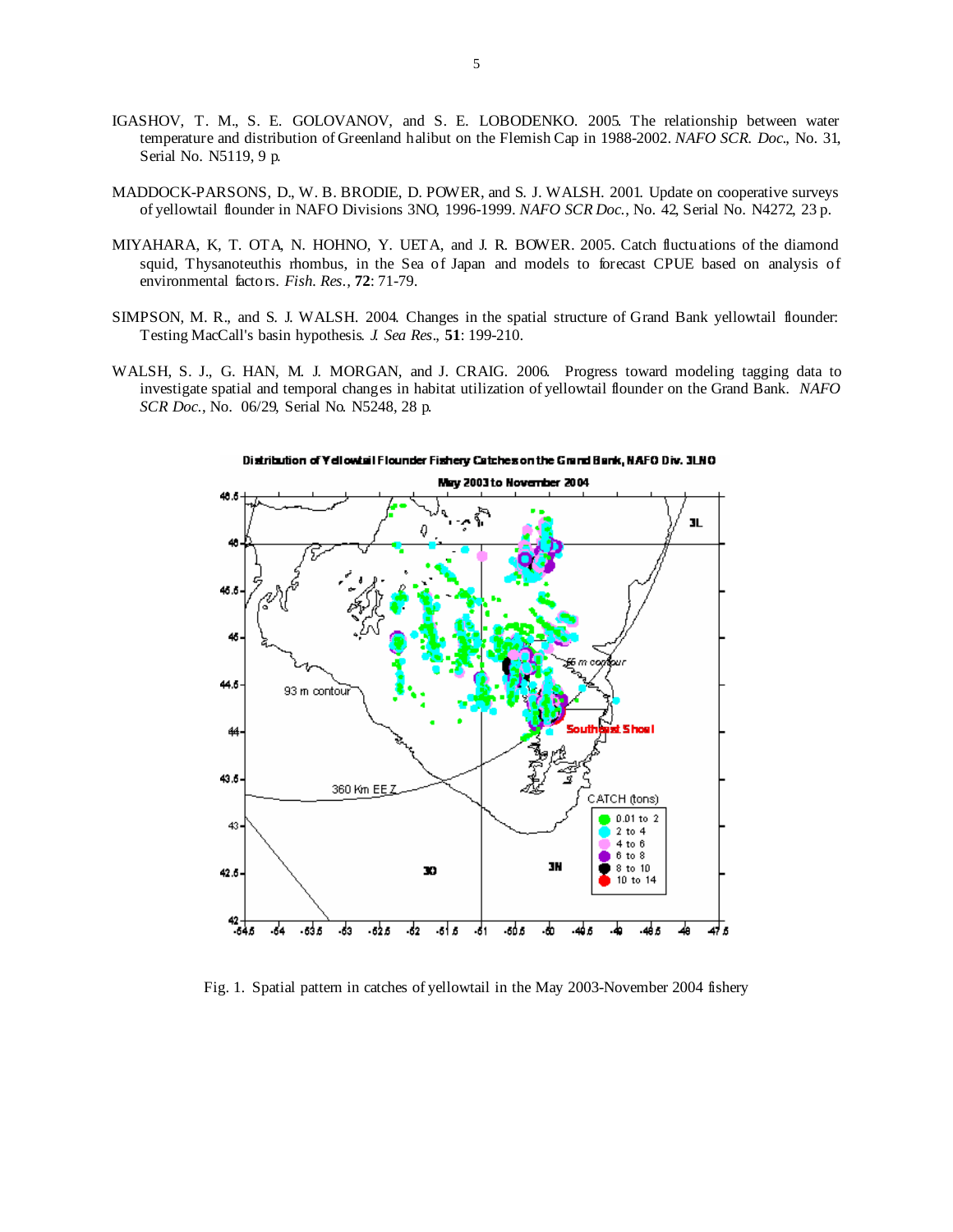IGASHOV, T. M., S. E. GOLOVANOV, and S. E. LOBODENKO. 2005. The relationship between water temperature and distribution of Greenland halibut on the Flemish Cap in 1988-2002. *NAFO SCR. Doc.*, No. 31, Serial No. N5119, 9 p.

MADDOCK-PARSONS, D., W. B. BRODIE, D. POWER, and S. J. WALSH. 2001. Update on cooperative surveys of yellowtail flounder in NAFO Divisions 3NO, 1996-1999. *NAFO SCR Doc.*, No. 42, Serial No. N4272, 23 p.

MIYAHARA, K, T. OTA, N. HOHNO, Y. UETA, and J. R. BOWER. 2005. Catch fluctuations of the diamond squid, Thysanoteuthis rhombus, in the Sea of Japan and models to forecast CPUE based on analysis of environmental factors. *Fish. Res.*, **72**: 71-79.

SIMPSON, M. R., and S. J. WALSH. 2004. Changes in the spatial structure of Grand Bank yellowtail flounder: Testing MacCall's basin hypothesis. *J. Sea Res.*, **51**: 199-210.

WALSH, S. J., G. HAN, M. J. MORGAN, and J. CRAIG. 2006. Progress toward modeling tagging data to investigate spatial and temporal changes in habitat utilization of yellowtail flounder on the Grand Bank. *NAFO SCR Doc.*, No. 06/29, Serial No. N5248, 28 p.

Fig. 1. Spatial pattern in catches of yellowtail in the May 2003-November 2004 fishery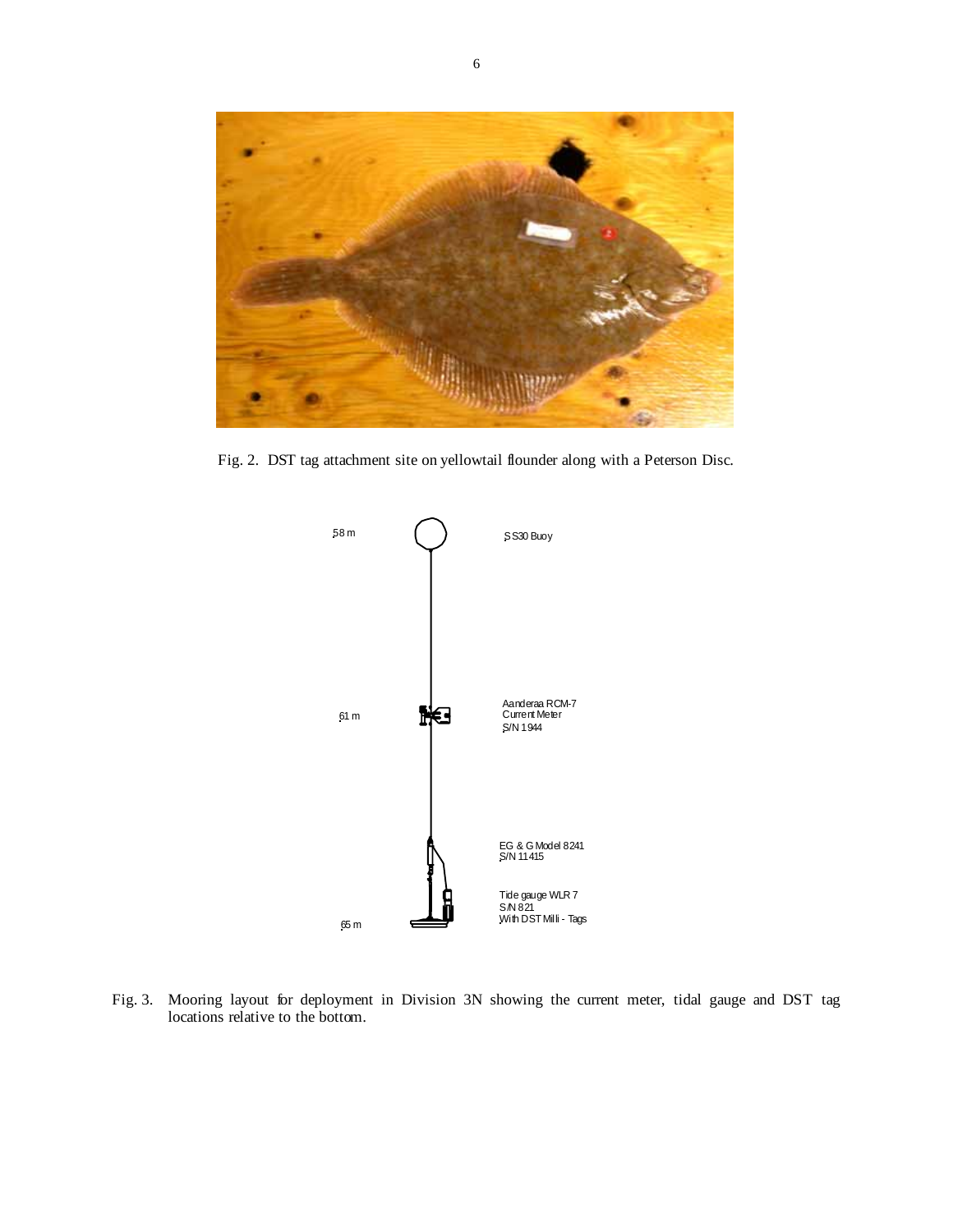Fig. 2. DST tag attachment site on yellowtail flounder along with a Peterson Disc.

58 m

SS30 Buoy

61 m

Aanderaa RCM-7
Current Meter
S/N 1944

EG & G Model 8241
S/N 11415

Tide gauge WLR 7
S/N 821
With DST Milli - Tags

65 m

Fig. 3. Mooring layout for deployment in Division 3N showing the current meter, tidal gauge and DST tag locations relative to the bottom.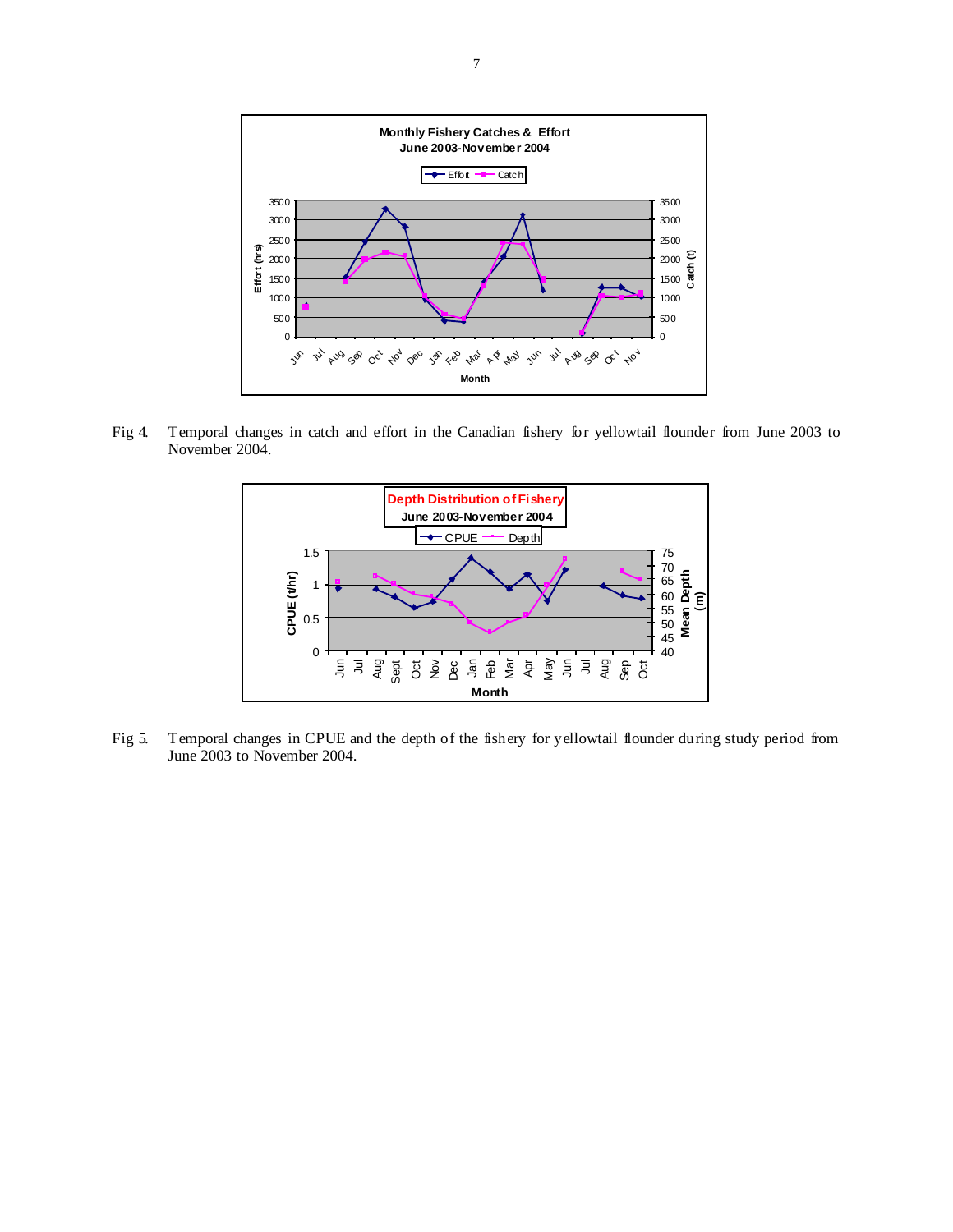Fig 4. Temporal changes in catch and effort in the Canadian fishery for yellowtail flounder from June 2003 to November 2004.

Fig 5. Temporal changes in CPUE and the depth of the fishery for yellowtail flounder during study period from June 2003 to November 2004.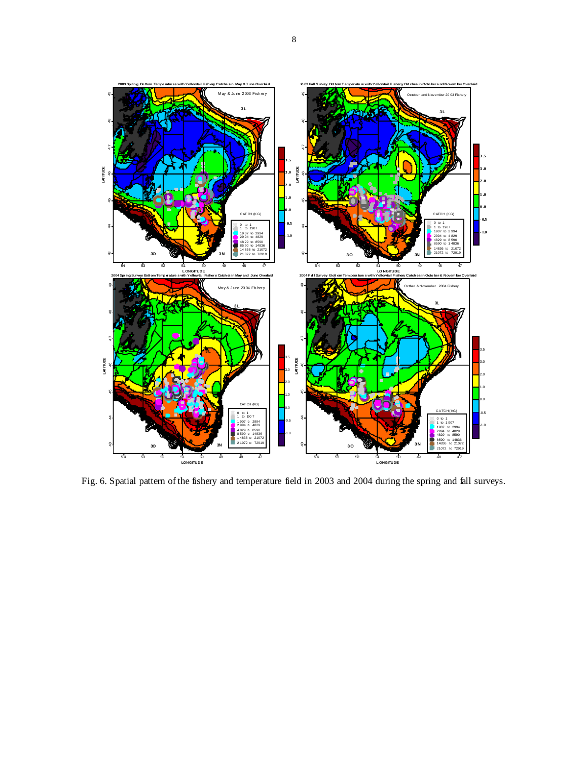Fig. 6. Spatial pattern of the fishery and temperature field in 2003 and 2004 during the spring and fall surveys.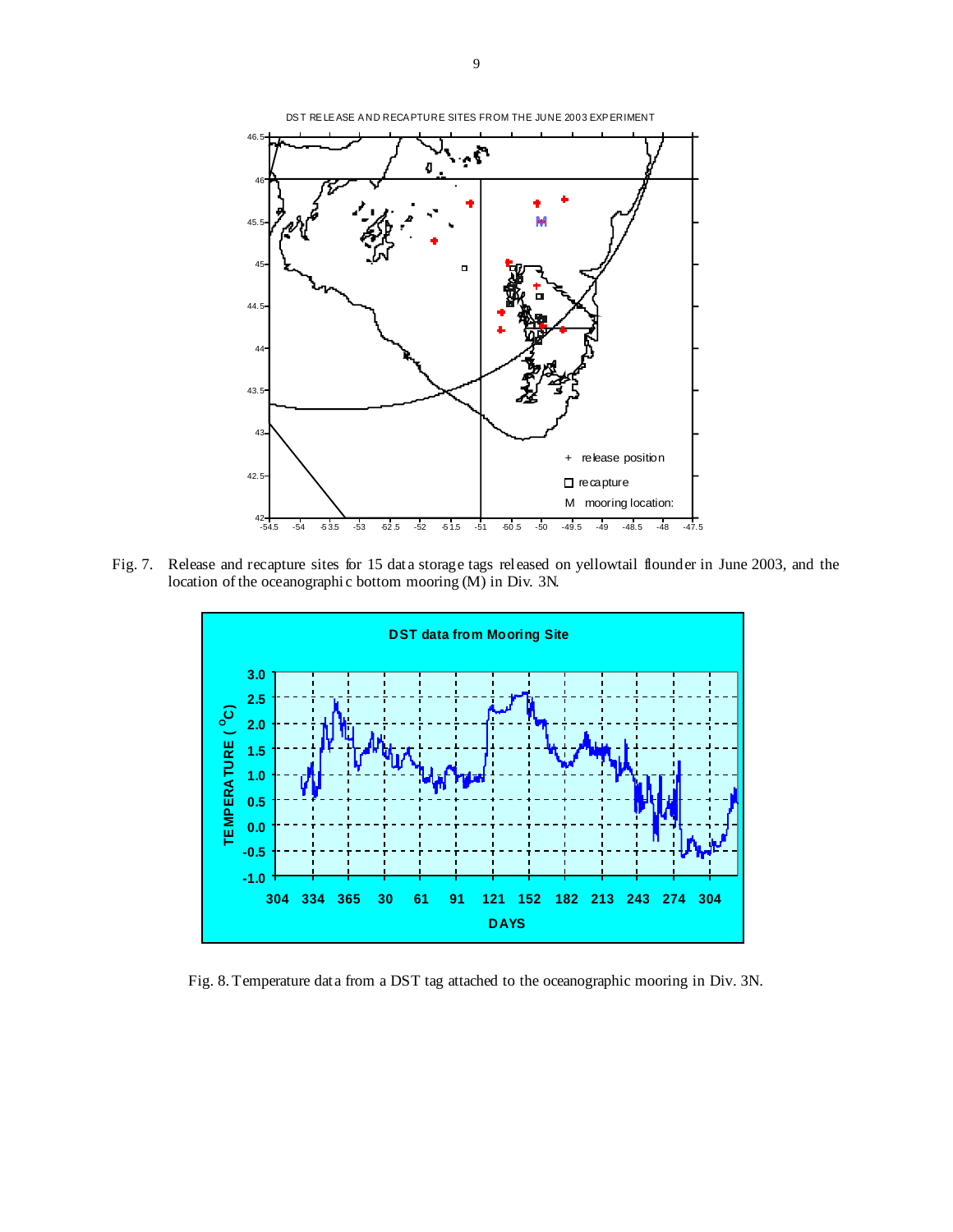Fig. 7. Release and recapture sites for 15 data storage tags released on yellowtail flounder in June 2003, and the location of the oceanographic bottom mooring (M) in Div. 3N.

Fig. 8. Temperature data from a DST tag attached to the oceanographic mooring in Div. 3N.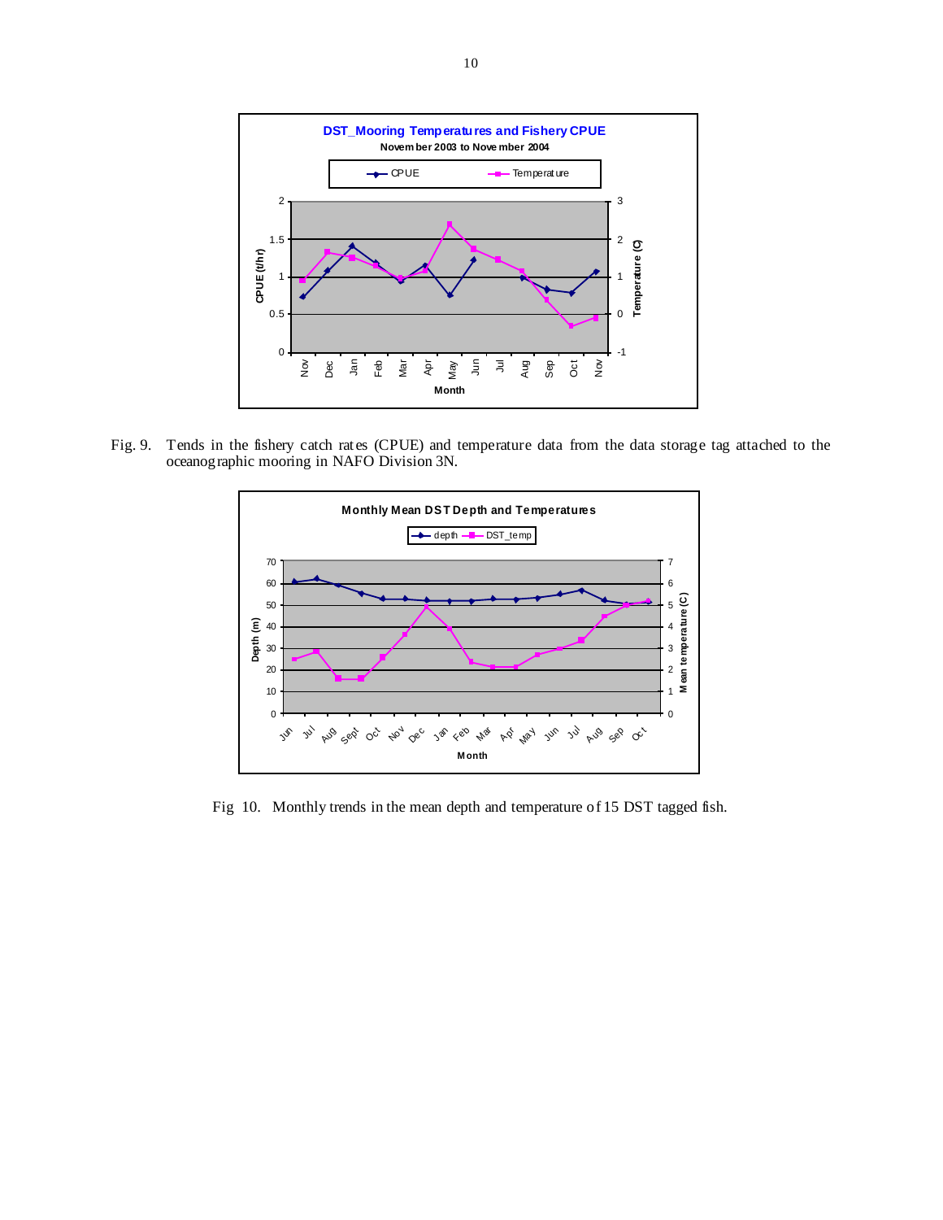Fig. 9. Tends in the fishery catch rates (CPUE) and temperature data from the data storage tag attached to the oceanographic mooring in NAFO Division 3N.

Fig 10. Monthly trends in the mean depth and temperature of 15 DST tagged fish.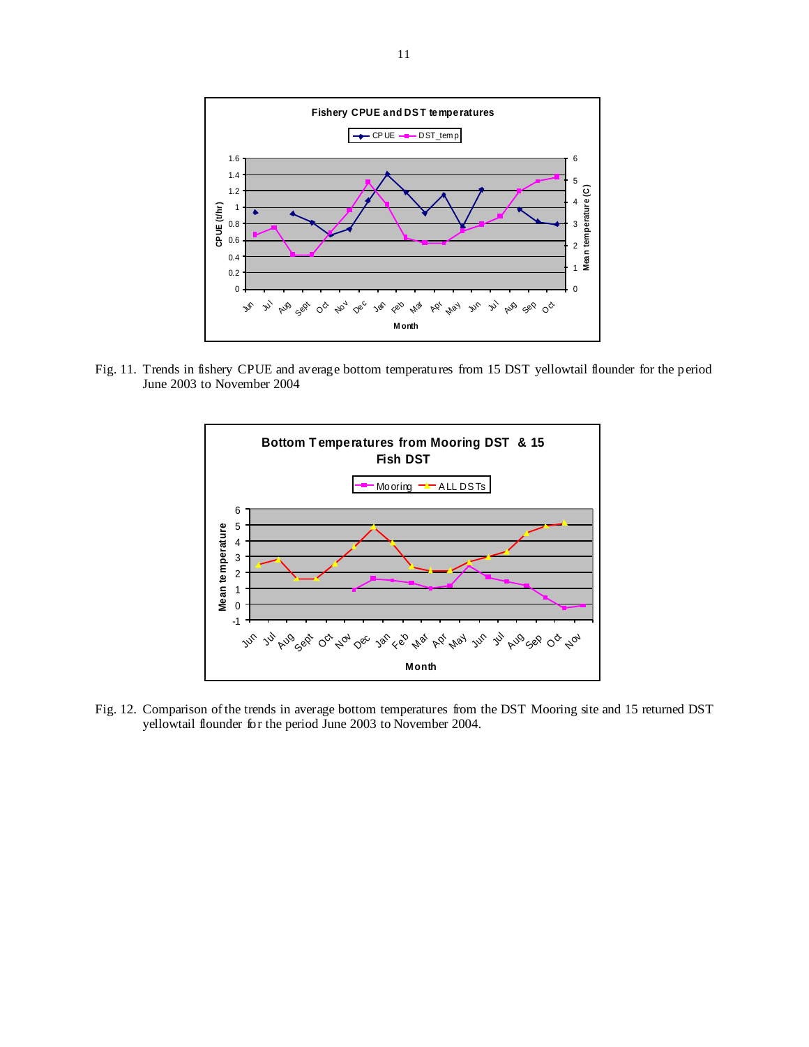Fig. 11. Trends in fishery CPUE and average bottom temperatures from 15 DST yellowtail flounder for the period June 2003 to November 2004

Fig. 12. Comparison of the trends in average bottom temperatures from the DST Mooring site and 15 returned DST yellowtail flounder for the period June 2003 to November 2004.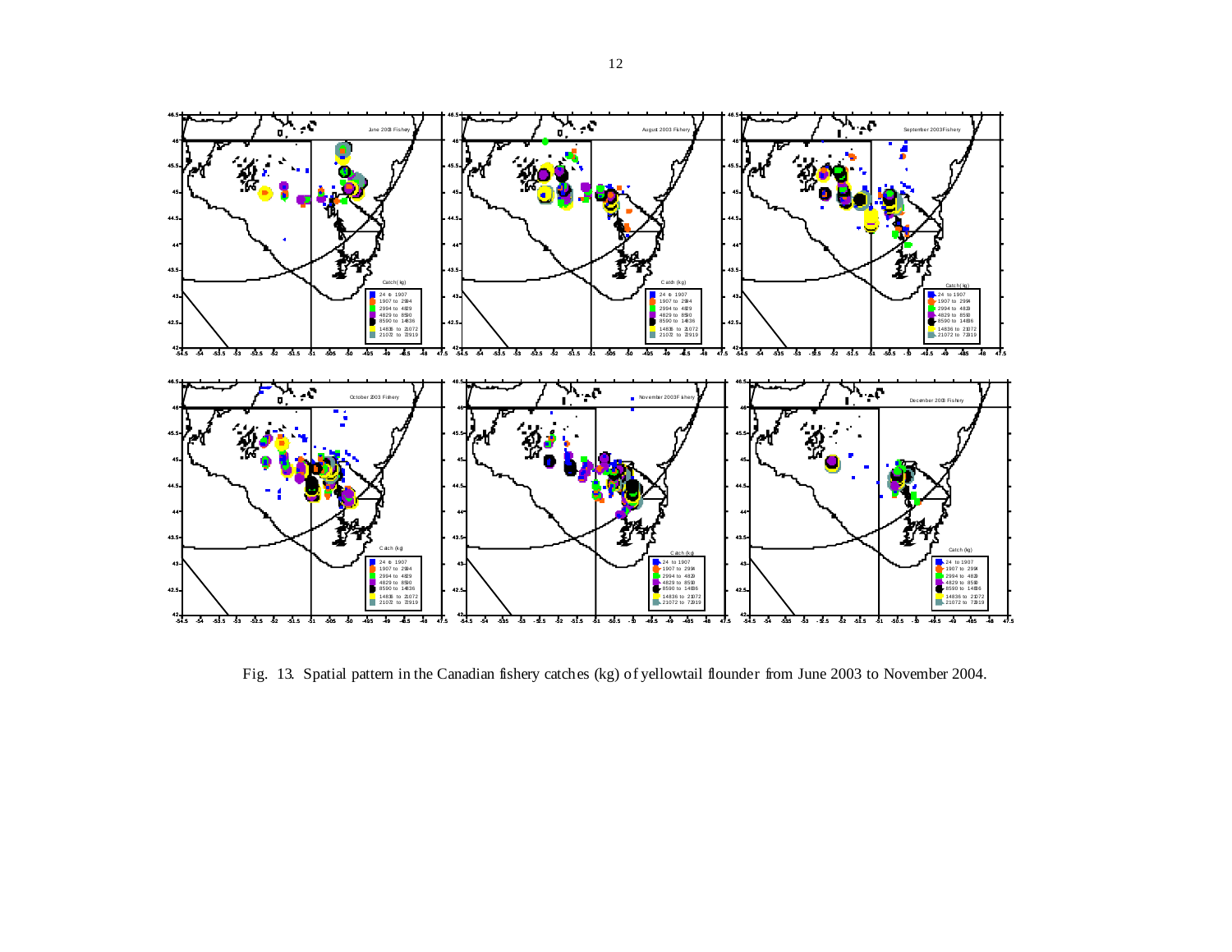Fig. 13. Spatial pattern in the Canadian fishery catches (kg) of yellowtail flounder from June 2003 to November 2004.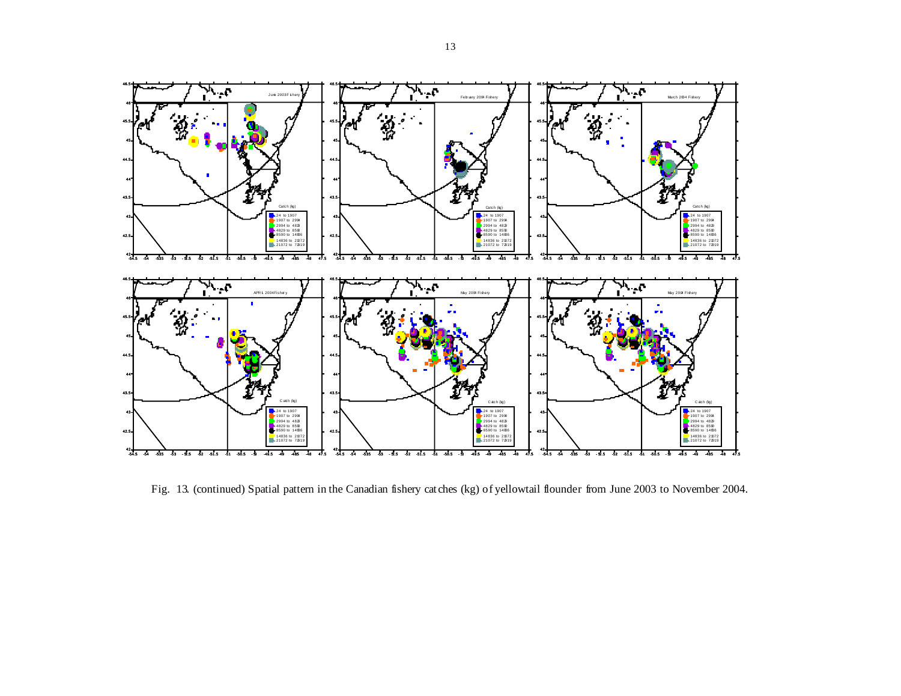Fig. 13. (continued) Spatial pattern in the Canadian fishery catches (kg) of yellowtail flounder from June 2003 to November 2004.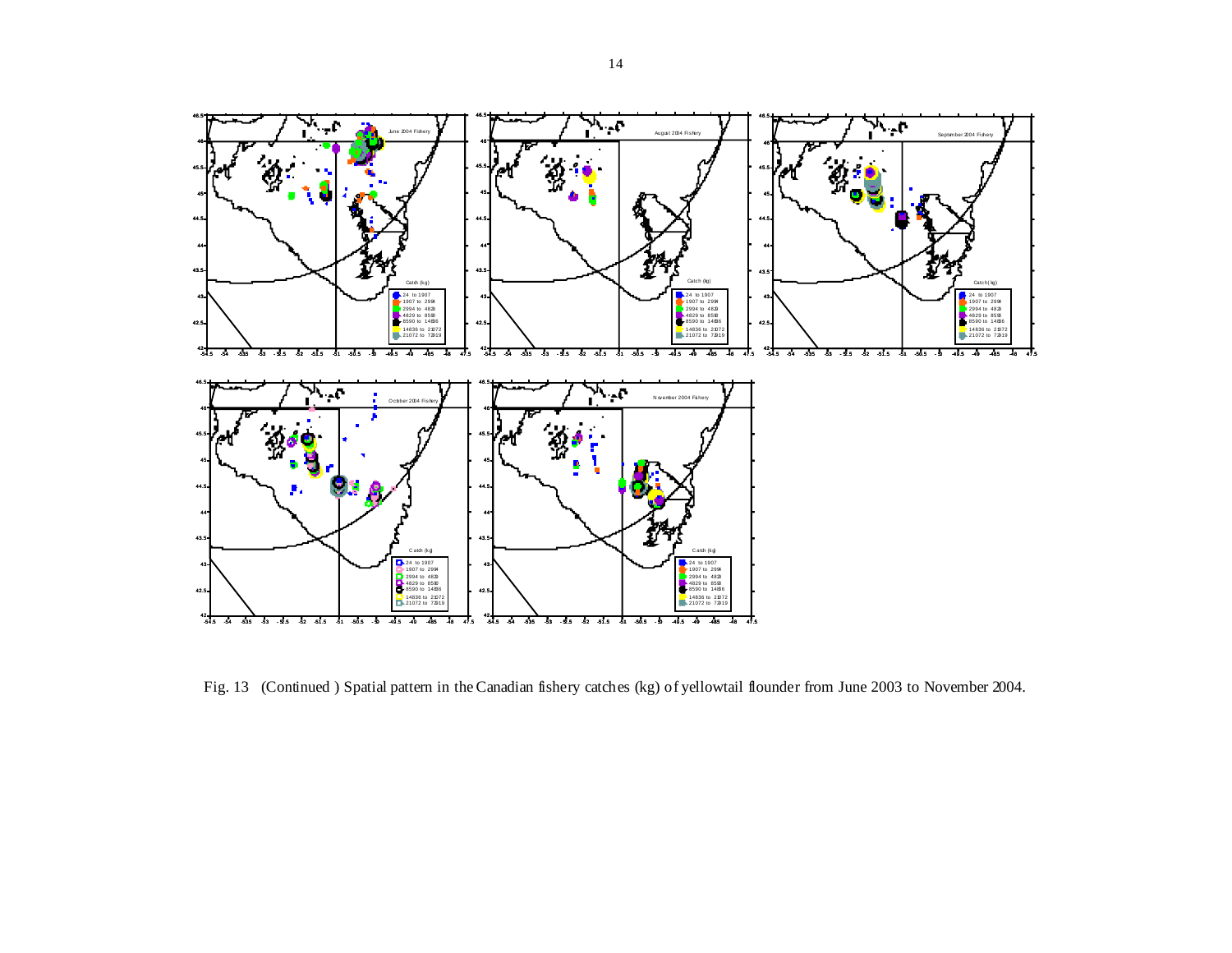Fig. 13 (Continued ) Spatial pattern in the Canadian fishery catches (kg) of yellowtail flounder from June 2003 to November 2004.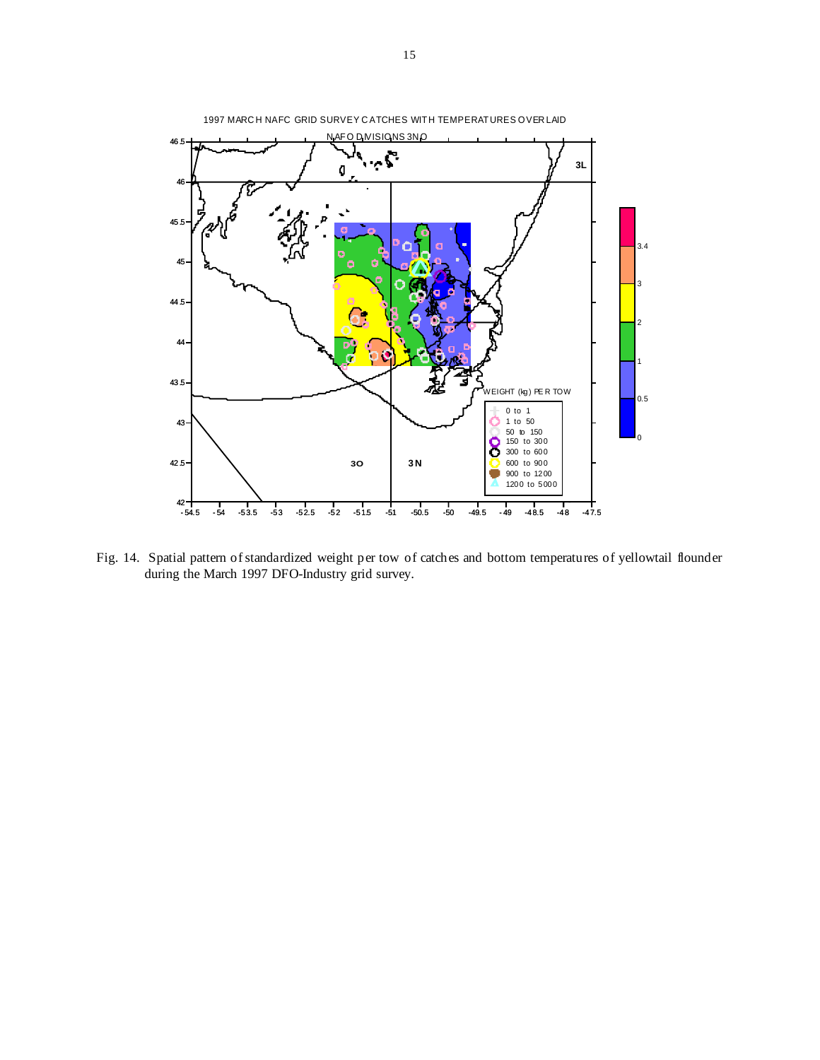1997 MARCH NAFC GRID SURVEY CATCHES WITH TEMPERATURES OVERLAID

NAFO DIVISIONS 3NO

3L

3O

3N

WEIGHT (kg) PER TOW

0 to 1
1 to 50
50 to 150
150 to 300
300 to 600
600 to 900
900 to 1200
1200 to 5000

3.4
3
2
1
0.5
0

46.5
46
45.5
45
44.5
44
43.5
43
42.5
42

-54.5 -54 -53.5 -53 -52.5 -52 -51.5 -51 -50.5 -50 -49.5 -49 -48.5 -48 -47.5

Fig. 14. Spatial pattern of standardized weight per tow of catches and bottom temperatures of yellowtail flounder during the March 1997 DFO-Industry grid survey.